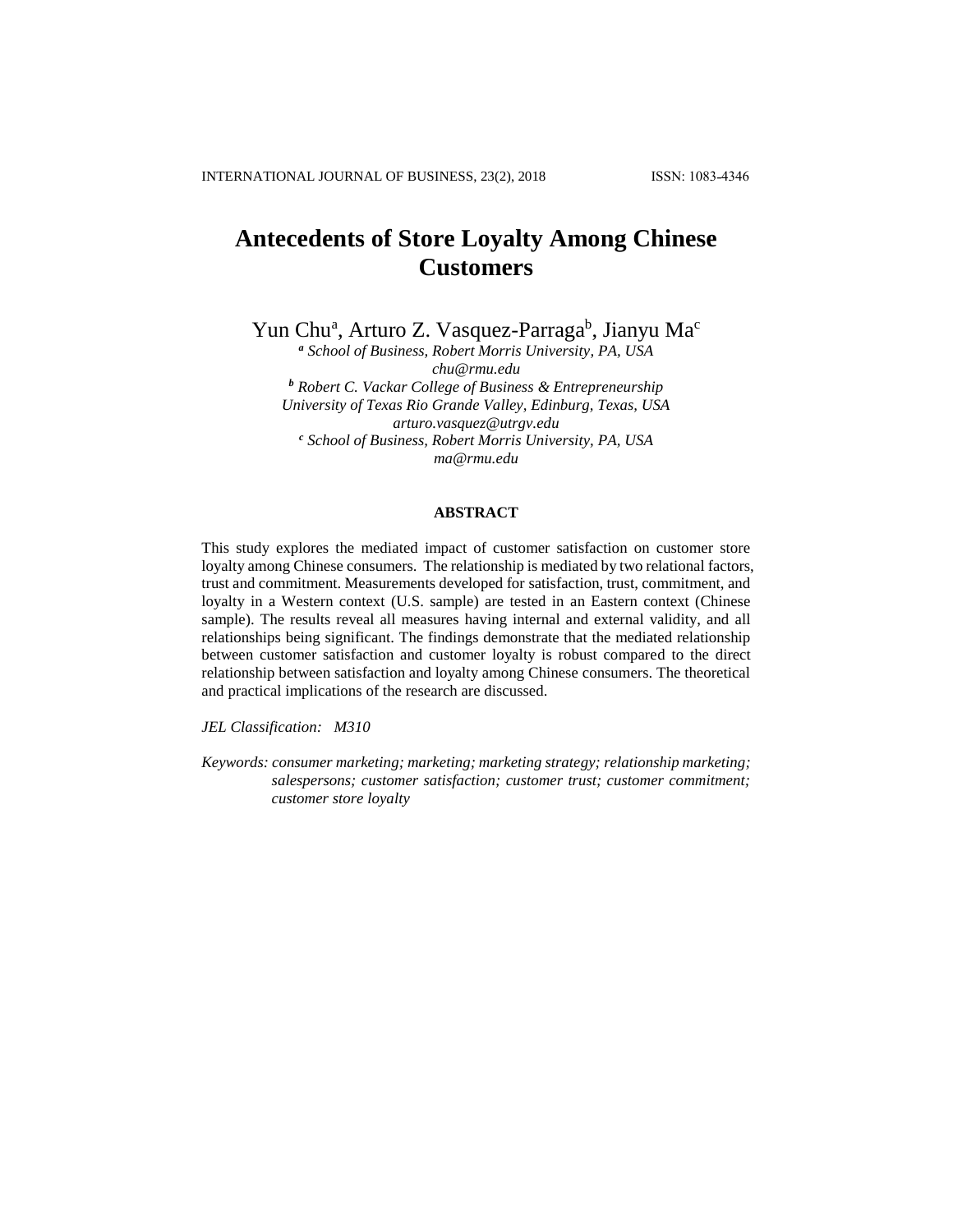# Antecedents of Store Loyalty Among Chinese Customers

Yun Chu[a], Arturo Z. Vasquez-Parraga[b], Jianyu Ma[c]

[a] *School of Business, Robert Morris University, PA, USA*
*chu@rmu.edu*

[b] *Robert C. Vackar College of Business & Entrepreneurship*
*University of Texas Rio Grande Valley, Edinburg, Texas, USA*
*arturo.vasquez@utrgv.edu*

[c] *School of Business, Robert Morris University, PA, USA*
*ma@rmu.edu*

## ABSTRACT

This study explores the mediated impact of customer satisfaction on customer store loyalty among Chinese consumers. The relationship is mediated by two relational factors, trust and commitment. Measurements developed for satisfaction, trust, commitment, and loyalty in a Western context (U.S. sample) are tested in an Eastern context (Chinese sample). The results reveal all measures having internal and external validity, and all relationships being significant. The findings demonstrate that the mediated relationship between customer satisfaction and customer loyalty is robust compared to the direct relationship between satisfaction and loyalty among Chinese consumers. The theoretical and practical implications of the research are discussed.

*JEL Classification: M310*

*Keywords: consumer marketing; marketing; marketing strategy; relationship marketing; salespersons; customer satisfaction; customer trust; customer commitment; customer store loyalty*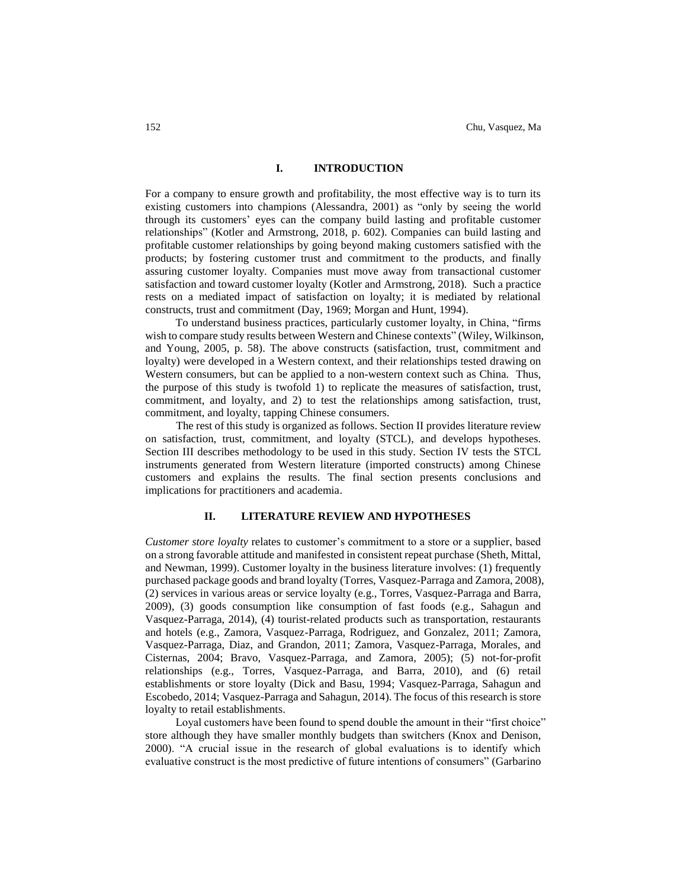## I. INTRODUCTION

For a company to ensure growth and profitability, the most effective way is to turn its existing customers into champions (Alessandra, 2001) as "only by seeing the world through its customers' eyes can the company build lasting and profitable customer relationships" (Kotler and Armstrong, 2018, p. 602). Companies can build lasting and profitable customer relationships by going beyond making customers satisfied with the products; by fostering customer trust and commitment to the products, and finally assuring customer loyalty. Companies must move away from transactional customer satisfaction and toward customer loyalty (Kotler and Armstrong, 2018). Such a practice rests on a mediated impact of satisfaction on loyalty; it is mediated by relational constructs, trust and commitment (Day, 1969; Morgan and Hunt, 1994).

To understand business practices, particularly customer loyalty, in China, "firms wish to compare study results between Western and Chinese contexts" (Wiley, Wilkinson, and Young, 2005, p. 58). The above constructs (satisfaction, trust, commitment and loyalty) were developed in a Western context, and their relationships tested drawing on Western consumers, but can be applied to a non-western context such as China. Thus, the purpose of this study is twofold 1) to replicate the measures of satisfaction, trust, commitment, and loyalty, and 2) to test the relationships among satisfaction, trust, commitment, and loyalty, tapping Chinese consumers.

The rest of this study is organized as follows. Section II provides literature review on satisfaction, trust, commitment, and loyalty (STCL), and develops hypotheses. Section III describes methodology to be used in this study. Section IV tests the STCL instruments generated from Western literature (imported constructs) among Chinese customers and explains the results. The final section presents conclusions and implications for practitioners and academia.

## II. LITERATURE REVIEW AND HYPOTHESES

*Customer store loyalty* relates to customer's commitment to a store or a supplier, based on a strong favorable attitude and manifested in consistent repeat purchase (Sheth, Mittal, and Newman, 1999). Customer loyalty in the business literature involves: (1) frequently purchased package goods and brand loyalty (Torres, Vasquez-Parraga and Zamora, 2008), (2) services in various areas or service loyalty (e.g., Torres, Vasquez-Parraga and Barra, 2009), (3) goods consumption like consumption of fast foods (e.g., Sahagun and Vasquez-Parraga, 2014), (4) tourist-related products such as transportation, restaurants and hotels (e.g., Zamora, Vasquez-Parraga, Rodriguez, and Gonzalez, 2011; Zamora, Vasquez-Parraga, Diaz, and Grandon, 2011; Zamora, Vasquez-Parraga, Morales, and Cisternas, 2004; Bravo, Vasquez-Parraga, and Zamora, 2005); (5) not-for-profit relationships (e.g., Torres, Vasquez-Parraga, and Barra, 2010), and (6) retail establishments or store loyalty (Dick and Basu, 1994; Vasquez-Parraga, Sahagun and Escobedo, 2014; Vasquez-Parraga and Sahagun, 2014). The focus of this research is store loyalty to retail establishments.

Loyal customers have been found to spend double the amount in their "first choice" store although they have smaller monthly budgets than switchers (Knox and Denison, 2000). "A crucial issue in the research of global evaluations is to identify which evaluative construct is the most predictive of future intentions of consumers" (Garbarino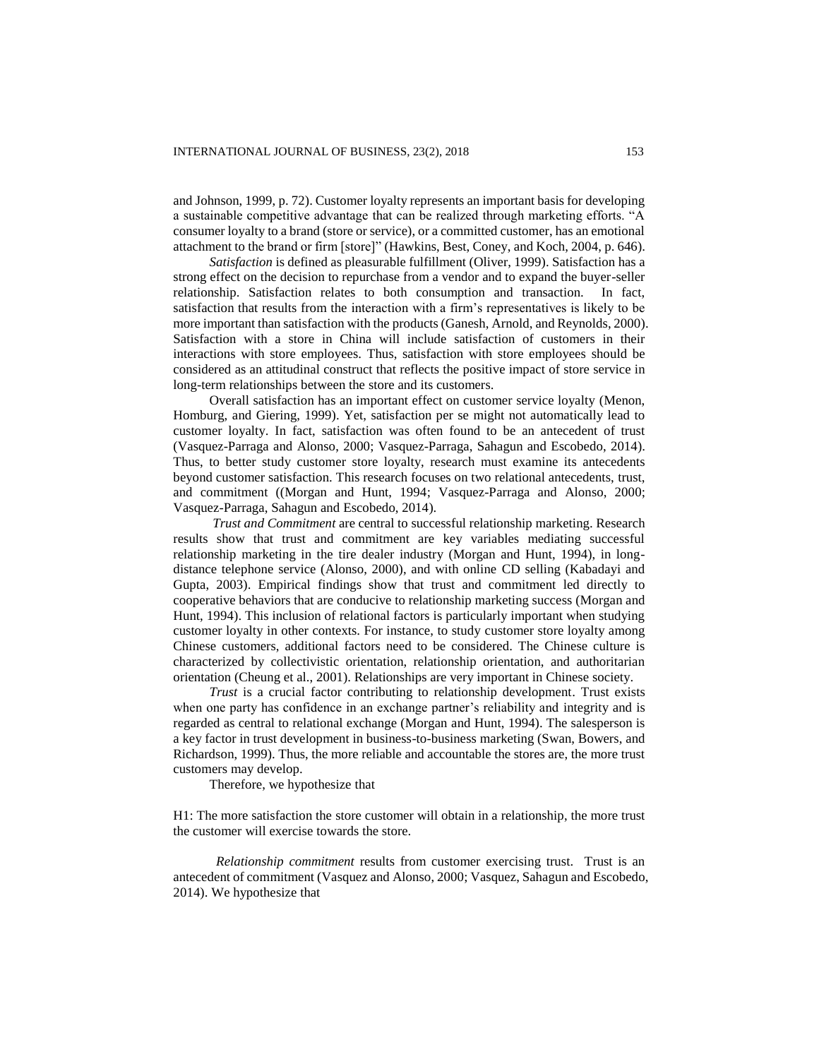and Johnson, 1999, p. 72). Customer loyalty represents an important basis for developing a sustainable competitive advantage that can be realized through marketing efforts. "A consumer loyalty to a brand (store or service), or a committed customer, has an emotional attachment to the brand or firm [store]" (Hawkins, Best, Coney, and Koch, 2004, p. 646).

*Satisfaction* is defined as pleasurable fulfillment (Oliver, 1999). Satisfaction has a strong effect on the decision to repurchase from a vendor and to expand the buyer-seller relationship. Satisfaction relates to both consumption and transaction. In fact, satisfaction that results from the interaction with a firm's representatives is likely to be more important than satisfaction with the products (Ganesh, Arnold, and Reynolds, 2000). Satisfaction with a store in China will include satisfaction of customers in their interactions with store employees. Thus, satisfaction with store employees should be considered as an attitudinal construct that reflects the positive impact of store service in long-term relationships between the store and its customers.

Overall satisfaction has an important effect on customer service loyalty (Menon, Homburg, and Giering, 1999). Yet, satisfaction per se might not automatically lead to customer loyalty. In fact, satisfaction was often found to be an antecedent of trust (Vasquez-Parraga and Alonso, 2000; Vasquez-Parraga, Sahagun and Escobedo, 2014). Thus, to better study customer store loyalty, research must examine its antecedents beyond customer satisfaction. This research focuses on two relational antecedents, trust, and commitment ((Morgan and Hunt, 1994; Vasquez-Parraga and Alonso, 2000; Vasquez-Parraga, Sahagun and Escobedo, 2014).

*Trust and Commitment* are central to successful relationship marketing. Research results show that trust and commitment are key variables mediating successful relationship marketing in the tire dealer industry (Morgan and Hunt, 1994), in long-distance telephone service (Alonso, 2000), and with online CD selling (Kabadayi and Gupta, 2003). Empirical findings show that trust and commitment led directly to cooperative behaviors that are conducive to relationship marketing success (Morgan and Hunt, 1994). This inclusion of relational factors is particularly important when studying customer loyalty in other contexts. For instance, to study customer store loyalty among Chinese customers, additional factors need to be considered. The Chinese culture is characterized by collectivistic orientation, relationship orientation, and authoritarian orientation (Cheung et al., 2001). Relationships are very important in Chinese society.

*Trust* is a crucial factor contributing to relationship development. Trust exists when one party has confidence in an exchange partner's reliability and integrity and is regarded as central to relational exchange (Morgan and Hunt, 1994). The salesperson is a key factor in trust development in business-to-business marketing (Swan, Bowers, and Richardson, 1999). Thus, the more reliable and accountable the stores are, the more trust customers may develop.

Therefore, we hypothesize that

H1: The more satisfaction the store customer will obtain in a relationship, the more trust the customer will exercise towards the store.

*Relationship commitment* results from customer exercising trust. Trust is an antecedent of commitment (Vasquez and Alonso, 2000; Vasquez, Sahagun and Escobedo, 2014). We hypothesize that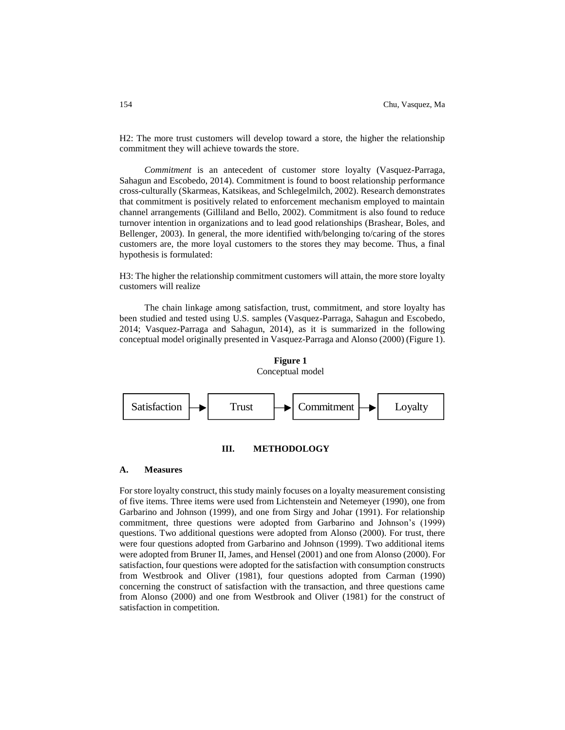H2: The more trust customers will develop toward a store, the higher the relationship commitment they will achieve towards the store.

*Commitment* is an antecedent of customer store loyalty (Vasquez-Parraga, Sahagun and Escobedo, 2014). Commitment is found to boost relationship performance cross-culturally (Skarmeas, Katsikeas, and Schlegelmilch, 2002). Research demonstrates that commitment is positively related to enforcement mechanism employed to maintain channel arrangements (Gilliland and Bello, 2002). Commitment is also found to reduce turnover intention in organizations and to lead good relationships (Brashear, Boles, and Bellenger, 2003). In general, the more identified with/belonging to/caring of the stores customers are, the more loyal customers to the stores they may become. Thus, a final hypothesis is formulated:

H3: The higher the relationship commitment customers will attain, the more store loyalty customers will realize

The chain linkage among satisfaction, trust, commitment, and store loyalty has been studied and tested using U.S. samples (Vasquez-Parraga, Sahagun and Escobedo, 2014; Vasquez-Parraga and Sahagun, 2014), as it is summarized in the following conceptual model originally presented in Vasquez-Parraga and Alonso (2000) (Figure 1).

**Figure 1**
Conceptual model

Satisfaction → Trust → Commitment → Loyalty

## III. METHODOLOGY

### A. Measures

For store loyalty construct, this study mainly focuses on a loyalty measurement consisting of five items. Three items were used from Lichtenstein and Netemeyer (1990), one from Garbarino and Johnson (1999), and one from Sirgy and Johar (1991). For relationship commitment, three questions were adopted from Garbarino and Johnson's (1999) questions. Two additional questions were adopted from Alonso (2000). For trust, there were four questions adopted from Garbarino and Johnson (1999). Two additional items were adopted from Bruner II, James, and Hensel (2001) and one from Alonso (2000). For satisfaction, four questions were adopted for the satisfaction with consumption constructs from Westbrook and Oliver (1981), four questions adopted from Carman (1990) concerning the construct of satisfaction with the transaction, and three questions came from Alonso (2000) and one from Westbrook and Oliver (1981) for the construct of satisfaction in competition.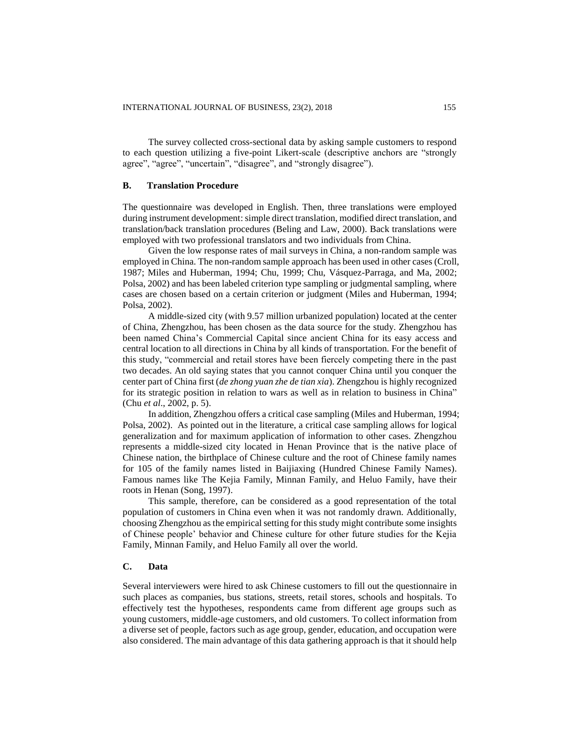The survey collected cross-sectional data by asking sample customers to respond to each question utilizing a five-point Likert-scale (descriptive anchors are "strongly agree", "agree", "uncertain", "disagree", and "strongly disagree").

## B. Translation Procedure

The questionnaire was developed in English. Then, three translations were employed during instrument development: simple direct translation, modified direct translation, and translation/back translation procedures (Beling and Law, 2000). Back translations were employed with two professional translators and two individuals from China.

Given the low response rates of mail surveys in China, a non-random sample was employed in China. The non-random sample approach has been used in other cases (Croll, 1987; Miles and Huberman, 1994; Chu, 1999; Chu, Vásquez-Parraga, and Ma, 2002; Polsa, 2002) and has been labeled criterion type sampling or judgmental sampling, where cases are chosen based on a certain criterion or judgment (Miles and Huberman, 1994; Polsa, 2002).

A middle-sized city (with 9.57 million urbanized population) located at the center of China, Zhengzhou, has been chosen as the data source for the study. Zhengzhou has been named China's Commercial Capital since ancient China for its easy access and central location to all directions in China by all kinds of transportation. For the benefit of this study, "commercial and retail stores have been fiercely competing there in the past two decades. An old saying states that you cannot conquer China until you conquer the center part of China first (*de zhong yuan zhe de tian xia*). Zhengzhou is highly recognized for its strategic position in relation to wars as well as in relation to business in China" (Chu *et al*., 2002, p. 5).

In addition, Zhengzhou offers a critical case sampling (Miles and Huberman, 1994; Polsa, 2002). As pointed out in the literature, a critical case sampling allows for logical generalization and for maximum application of information to other cases. Zhengzhou represents a middle-sized city located in Henan Province that is the native place of Chinese nation, the birthplace of Chinese culture and the root of Chinese family names for 105 of the family names listed in Baijiaxing (Hundred Chinese Family Names). Famous names like The Kejia Family, Minnan Family, and Heluo Family, have their roots in Henan (Song, 1997).

This sample, therefore, can be considered as a good representation of the total population of customers in China even when it was not randomly drawn. Additionally, choosing Zhengzhou as the empirical setting for this study might contribute some insights of Chinese people' behavior and Chinese culture for other future studies for the Kejia Family, Minnan Family, and Heluo Family all over the world.

## C. Data

Several interviewers were hired to ask Chinese customers to fill out the questionnaire in such places as companies, bus stations, streets, retail stores, schools and hospitals. To effectively test the hypotheses, respondents came from different age groups such as young customers, middle-age customers, and old customers. To collect information from a diverse set of people, factors such as age group, gender, education, and occupation were also considered. The main advantage of this data gathering approach is that it should help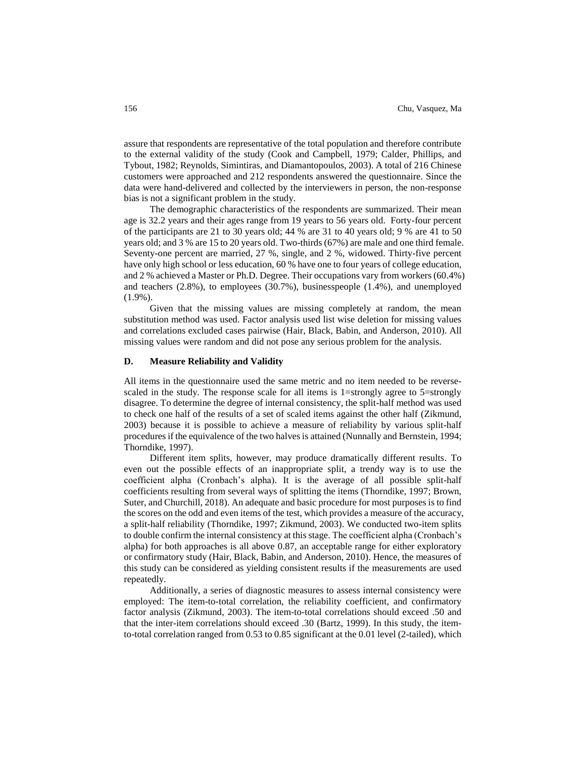assure that respondents are representative of the total population and therefore contribute to the external validity of the study (Cook and Campbell, 1979; Calder, Phillips, and Tybout, 1982; Reynolds, Simintiras, and Diamantopoulos, 2003). A total of 216 Chinese customers were approached and 212 respondents answered the questionnaire. Since the data were hand-delivered and collected by the interviewers in person, the non-response bias is not a significant problem in the study.

The demographic characteristics of the respondents are summarized. Their mean age is 32.2 years and their ages range from 19 years to 56 years old. Forty-four percent of the participants are 21 to 30 years old; 44 % are 31 to 40 years old; 9 % are 41 to 50 years old; and 3 % are 15 to 20 years old. Two-thirds (67%) are male and one third female. Seventy-one percent are married, 27 %, single, and 2 %, widowed. Thirty-five percent have only high school or less education, 60 % have one to four years of college education, and 2 % achieved a Master or Ph.D. Degree. Their occupations vary from workers (60.4%) and teachers (2.8%), to employees (30.7%), businesspeople (1.4%), and unemployed (1.9%).

Given that the missing values are missing completely at random, the mean substitution method was used. Factor analysis used list wise deletion for missing values and correlations excluded cases pairwise (Hair, Black, Babin, and Anderson, 2010). All missing values were random and did not pose any serious problem for the analysis.

### D. Measure Reliability and Validity

All items in the questionnaire used the same metric and no item needed to be reverse-scaled in the study. The response scale for all items is 1=strongly agree to 5=strongly disagree. To determine the degree of internal consistency, the split-half method was used to check one half of the results of a set of scaled items against the other half (Zikmund, 2003) because it is possible to achieve a measure of reliability by various split-half procedures if the equivalence of the two halves is attained (Nunnally and Bernstein, 1994; Thorndike, 1997).

Different item splits, however, may produce dramatically different results. To even out the possible effects of an inappropriate split, a trendy way is to use the coefficient alpha (Cronbach's alpha). It is the average of all possible split-half coefficients resulting from several ways of splitting the items (Thorndike, 1997; Brown, Suter, and Churchill, 2018). An adequate and basic procedure for most purposes is to find the scores on the odd and even items of the test, which provides a measure of the accuracy, a split-half reliability (Thorndike, 1997; Zikmund, 2003). We conducted two-item splits to double confirm the internal consistency at this stage. The coefficient alpha (Cronbach's alpha) for both approaches is all above 0.87, an acceptable range for either exploratory or confirmatory study (Hair, Black, Babin, and Anderson, 2010). Hence, the measures of this study can be considered as yielding consistent results if the measurements are used repeatedly.

Additionally, a series of diagnostic measures to assess internal consistency were employed: The item-to-total correlation, the reliability coefficient, and confirmatory factor analysis (Zikmund, 2003). The item-to-total correlations should exceed .50 and that the inter-item correlations should exceed .30 (Bartz, 1999). In this study, the item-to-total correlation ranged from 0.53 to 0.85 significant at the 0.01 level (2-tailed), which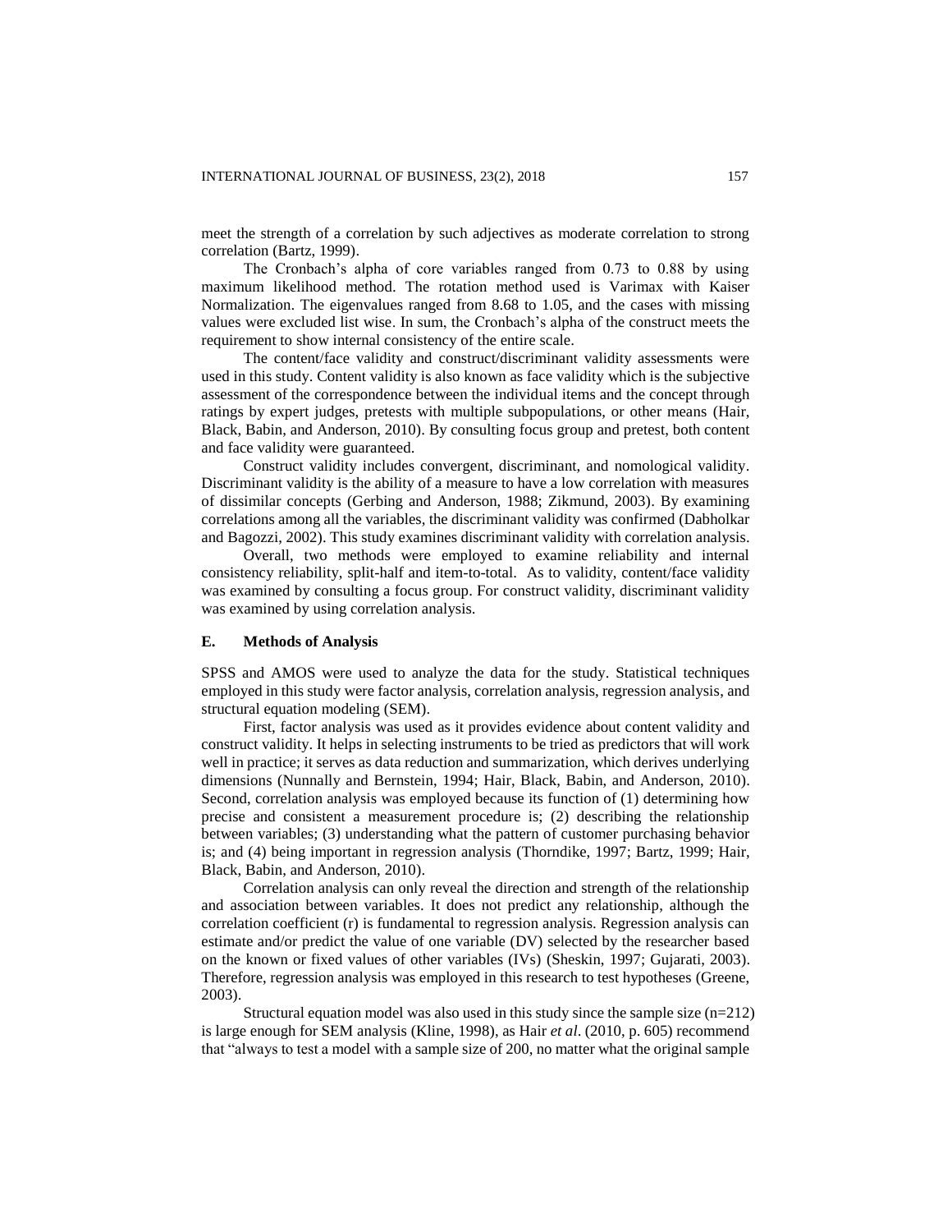meet the strength of a correlation by such adjectives as moderate correlation to strong correlation (Bartz, 1999).

The Cronbach's alpha of core variables ranged from 0.73 to 0.88 by using maximum likelihood method. The rotation method used is Varimax with Kaiser Normalization. The eigenvalues ranged from 8.68 to 1.05, and the cases with missing values were excluded list wise. In sum, the Cronbach's alpha of the construct meets the requirement to show internal consistency of the entire scale.

The content/face validity and construct/discriminant validity assessments were used in this study. Content validity is also known as face validity which is the subjective assessment of the correspondence between the individual items and the concept through ratings by expert judges, pretests with multiple subpopulations, or other means (Hair, Black, Babin, and Anderson, 2010). By consulting focus group and pretest, both content and face validity were guaranteed.

Construct validity includes convergent, discriminant, and nomological validity. Discriminant validity is the ability of a measure to have a low correlation with measures of dissimilar concepts (Gerbing and Anderson, 1988; Zikmund, 2003). By examining correlations among all the variables, the discriminant validity was confirmed (Dabholkar and Bagozzi, 2002). This study examines discriminant validity with correlation analysis.

Overall, two methods were employed to examine reliability and internal consistency reliability, split-half and item-to-total. As to validity, content/face validity was examined by consulting a focus group. For construct validity, discriminant validity was examined by using correlation analysis.

### E. Methods of Analysis

SPSS and AMOS were used to analyze the data for the study. Statistical techniques employed in this study were factor analysis, correlation analysis, regression analysis, and structural equation modeling (SEM).

First, factor analysis was used as it provides evidence about content validity and construct validity. It helps in selecting instruments to be tried as predictors that will work well in practice; it serves as data reduction and summarization, which derives underlying dimensions (Nunnally and Bernstein, 1994; Hair, Black, Babin, and Anderson, 2010). Second, correlation analysis was employed because its function of (1) determining how precise and consistent a measurement procedure is; (2) describing the relationship between variables; (3) understanding what the pattern of customer purchasing behavior is; and (4) being important in regression analysis (Thorndike, 1997; Bartz, 1999; Hair, Black, Babin, and Anderson, 2010).

Correlation analysis can only reveal the direction and strength of the relationship and association between variables. It does not predict any relationship, although the correlation coefficient (r) is fundamental to regression analysis. Regression analysis can estimate and/or predict the value of one variable (DV) selected by the researcher based on the known or fixed values of other variables (IVs) (Sheskin, 1997; Gujarati, 2003). Therefore, regression analysis was employed in this research to test hypotheses (Greene, 2003).

Structural equation model was also used in this study since the sample size ($n=212$) is large enough for SEM analysis (Kline, 1998), as Hair *et al*. (2010, p. 605) recommend that "always to test a model with a sample size of 200, no matter what the original sample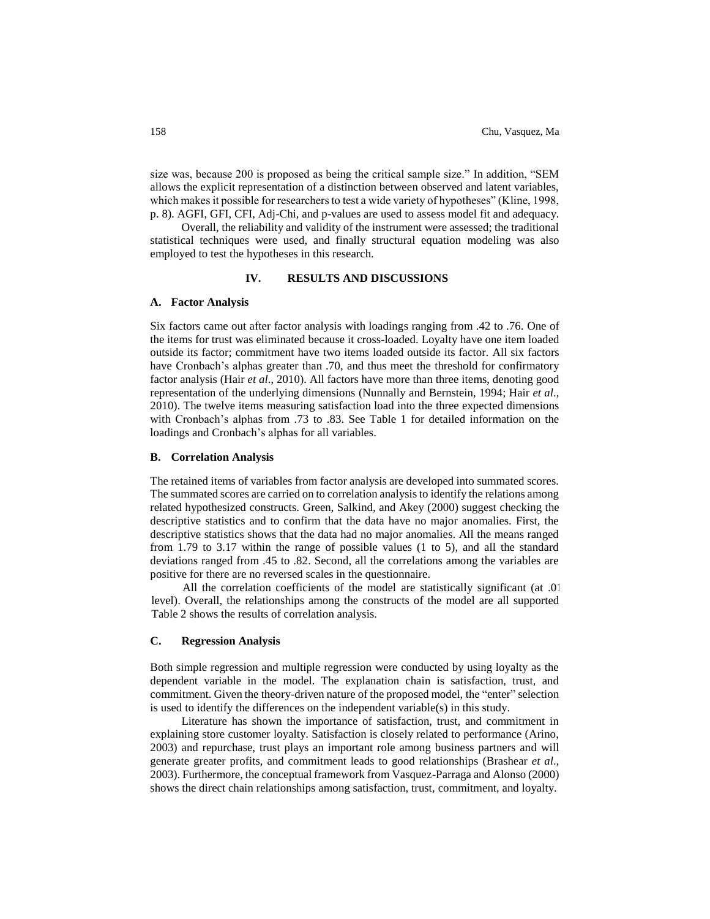size was, because 200 is proposed as being the critical sample size." In addition, "SEM allows the explicit representation of a distinction between observed and latent variables, which makes it possible for researchers to test a wide variety of hypotheses" (Kline, 1998, p. 8). AGFI, GFI, CFI, Adj-Chi, and p-values are used to assess model fit and adequacy.

Overall, the reliability and validity of the instrument were assessed; the traditional statistical techniques were used, and finally structural equation modeling was also employed to test the hypotheses in this research.

## IV. RESULTS AND DISCUSSIONS

### A. Factor Analysis

Six factors came out after factor analysis with loadings ranging from .42 to .76. One of the items for trust was eliminated because it cross-loaded. Loyalty have one item loaded outside its factor; commitment have two items loaded outside its factor. All six factors have Cronbach's alphas greater than .70, and thus meet the threshold for confirmatory factor analysis (Hair *et al*., 2010). All factors have more than three items, denoting good representation of the underlying dimensions (Nunnally and Bernstein, 1994; Hair *et al*., 2010). The twelve items measuring satisfaction load into the three expected dimensions with Cronbach's alphas from .73 to .83. See Table 1 for detailed information on the loadings and Cronbach's alphas for all variables.

### B. Correlation Analysis

The retained items of variables from factor analysis are developed into summated scores. The summated scores are carried on to correlation analysis to identify the relations among related hypothesized constructs. Green, Salkind, and Akey (2000) suggest checking the descriptive statistics and to confirm that the data have no major anomalies. First, the descriptive statistics shows that the data had no major anomalies. All the means ranged from 1.79 to 3.17 within the range of possible values (1 to 5), and all the standard deviations ranged from .45 to .82. Second, all the correlations among the variables are positive for there are no reversed scales in the questionnaire.

All the correlation coefficients of the model are statistically significant (at .01 level). Overall, the relationships among the constructs of the model are all supported Table 2 shows the results of correlation analysis.

### C. Regression Analysis

Both simple regression and multiple regression were conducted by using loyalty as the dependent variable in the model. The explanation chain is satisfaction, trust, and commitment. Given the theory-driven nature of the proposed model, the "enter" selection is used to identify the differences on the independent variable(s) in this study.

Literature has shown the importance of satisfaction, trust, and commitment in explaining store customer loyalty. Satisfaction is closely related to performance (Arino, 2003) and repurchase, trust plays an important role among business partners and will generate greater profits, and commitment leads to good relationships (Brashear *et al*., 2003). Furthermore, the conceptual framework from Vasquez-Parraga and Alonso (2000) shows the direct chain relationships among satisfaction, trust, commitment, and loyalty.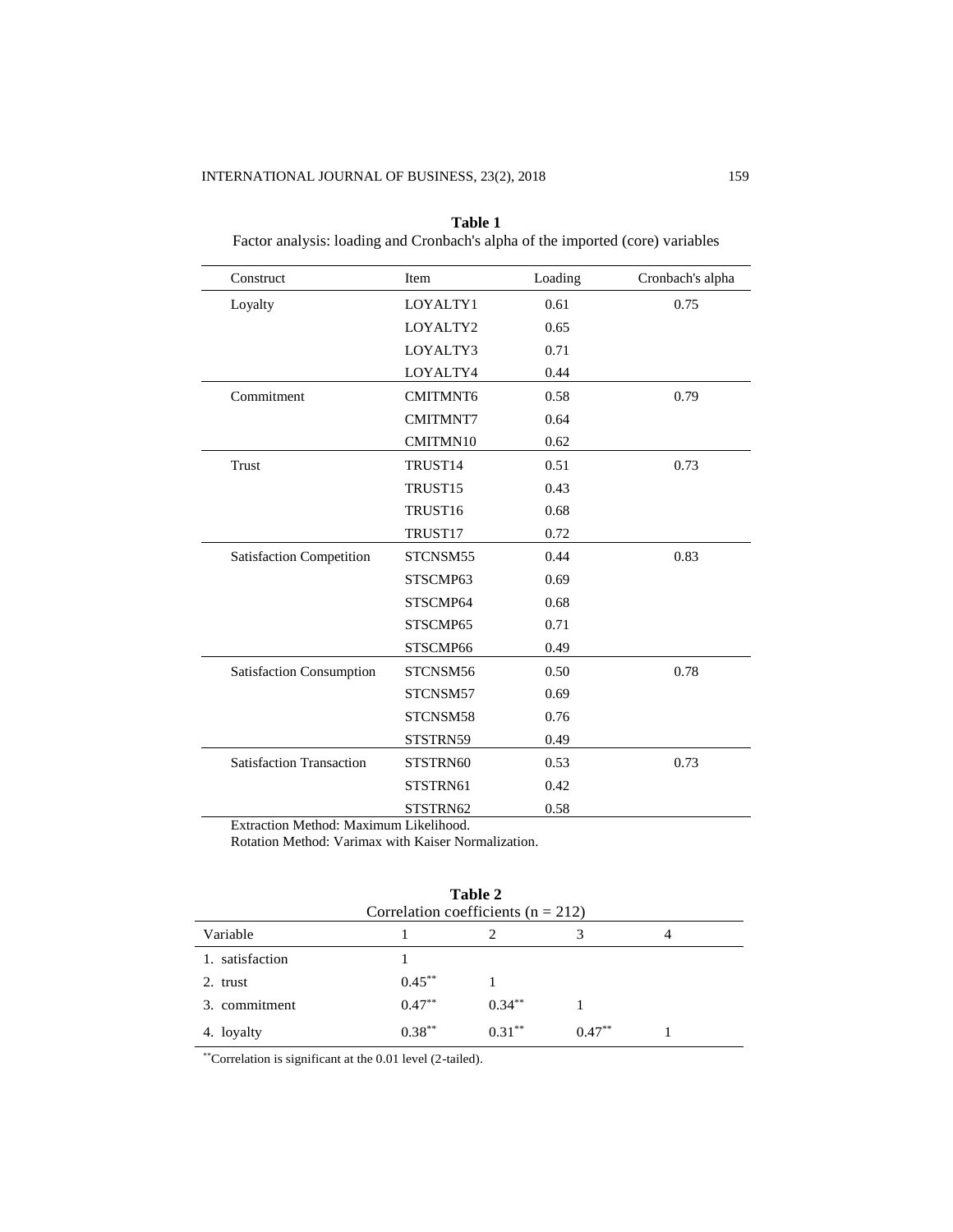**Table 1**
Factor analysis: loading and Cronbach's alpha of the imported (core) variables

| Construct | Item | Loading | Cronbach's alpha |
|---|---|---|---|
| Loyalty | LOYALTY1 | 0.61 | 0.75 |
| | LOYALTY2 | 0.65 | |
| | LOYALTY3 | 0.71 | |
| | LOYALTY4 | 0.44 | |
| Commitment | CMITMNT6 | 0.58 | 0.79 |
| | CMITMNT7 | 0.64 | |
| | CMITMN10 | 0.62 | |
| Trust | TRUST14 | 0.51 | 0.73 |
| | TRUST15 | 0.43 | |
| | TRUST16 | 0.68 | |
| | TRUST17 | 0.72 | |
| Satisfaction Competition | STCNSM55 | 0.44 | 0.83 |
| | STSCMP63 | 0.69 | |
| | STSCMP64 | 0.68 | |
| | STSCMP65 | 0.71 | |
| | STSCMP66 | 0.49 | |
| Satisfaction Consumption | STCNSM56 | 0.50 | 0.78 |
| | STCNSM57 | 0.69 | |
| | STCNSM58 | 0.76 | |
| | STSTRN59 | 0.49 | |
| Satisfaction Transaction | STSTRN60 | 0.53 | 0.73 |
| | STSTRN61 | 0.42 | |
| | STSTRN62 | 0.58 | |

Extraction Method: Maximum Likelihood.
Rotation Method: Varimax with Kaiser Normalization.

**Table 2**
Correlation coefficients (n = 212)

| Variable | 1 | 2 | 3 | 4 |
|---|---|---|---|---|
| 1. satisfaction | 1 | | | |
| 2. trust | $0.45^{**}$ | 1 | | |
| 3. commitment | $0.47^{**}$ | $0.34^{**}$ | 1 | |
| 4. loyalty | $0.38^{**}$ | $0.31^{**}$ | $0.47^{**}$ | 1 |

$^{**}$Correlation is significant at the 0.01 level (2-tailed).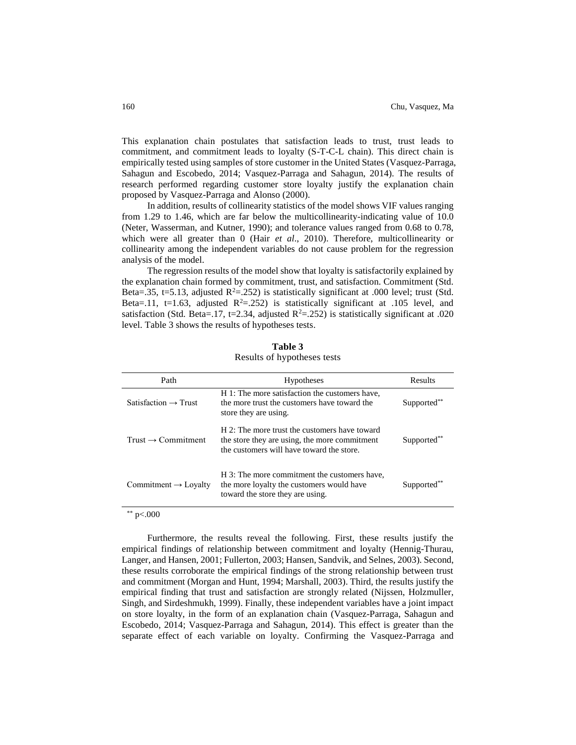This explanation chain postulates that satisfaction leads to trust, trust leads to commitment, and commitment leads to loyalty (S-T-C-L chain). This direct chain is empirically tested using samples of store customer in the United States (Vasquez-Parraga, Sahagun and Escobedo, 2014; Vasquez-Parraga and Sahagun, 2014). The results of research performed regarding customer store loyalty justify the explanation chain proposed by Vasquez-Parraga and Alonso (2000).

In addition, results of collinearity statistics of the model shows VIF values ranging from 1.29 to 1.46, which are far below the multicollinearity-indicating value of 10.0 (Neter, Wasserman, and Kutner, 1990); and tolerance values ranged from 0.68 to 0.78, which were all greater than 0 (Hair *et al*., 2010). Therefore, multicollinearity or collinearity among the independent variables do not cause problem for the regression analysis of the model.

The regression results of the model show that loyalty is satisfactorily explained by the explanation chain formed by commitment, trust, and satisfaction. Commitment (Std. Beta=.35, t=5.13, adjusted $R^2$=.252) is statistically significant at .000 level; trust (Std. Beta=.11, t=1.63, adjusted $R^2$=.252) is statistically significant at .105 level, and satisfaction (Std. Beta=.17, t=2.34, adjusted $R^2$=.252) is statistically significant at .020 level. Table 3 shows the results of hypotheses tests.

**Table 3**
Results of hypotheses tests

| Path | Hypotheses | Results |
|---|---|---|
| Satisfaction → Trust | H 1: The more satisfaction the customers have, the more trust the customers have toward the store they are using. | Supported** |
| Trust → Commitment | H 2: The more trust the customers have toward the store they are using, the more commitment the customers will have toward the store. | Supported** |
| Commitment → Loyalty | H 3: The more commitment the customers have, the more loyalty the customers would have toward the store they are using. | Supported** |

** $p < .000$

Furthermore, the results reveal the following. First, these results justify the empirical findings of relationship between commitment and loyalty (Hennig-Thurau, Langer, and Hansen, 2001; Fullerton, 2003; Hansen, Sandvik, and Selnes, 2003). Second, these results corroborate the empirical findings of the strong relationship between trust and commitment (Morgan and Hunt, 1994; Marshall, 2003). Third, the results justify the empirical finding that trust and satisfaction are strongly related (Nijssen, Holzmuller, Singh, and Sirdeshmukh, 1999). Finally, these independent variables have a joint impact on store loyalty, in the form of an explanation chain (Vasquez-Parraga, Sahagun and Escobedo, 2014; Vasquez-Parraga and Sahagun, 2014). This effect is greater than the separate effect of each variable on loyalty. Confirming the Vasquez-Parraga and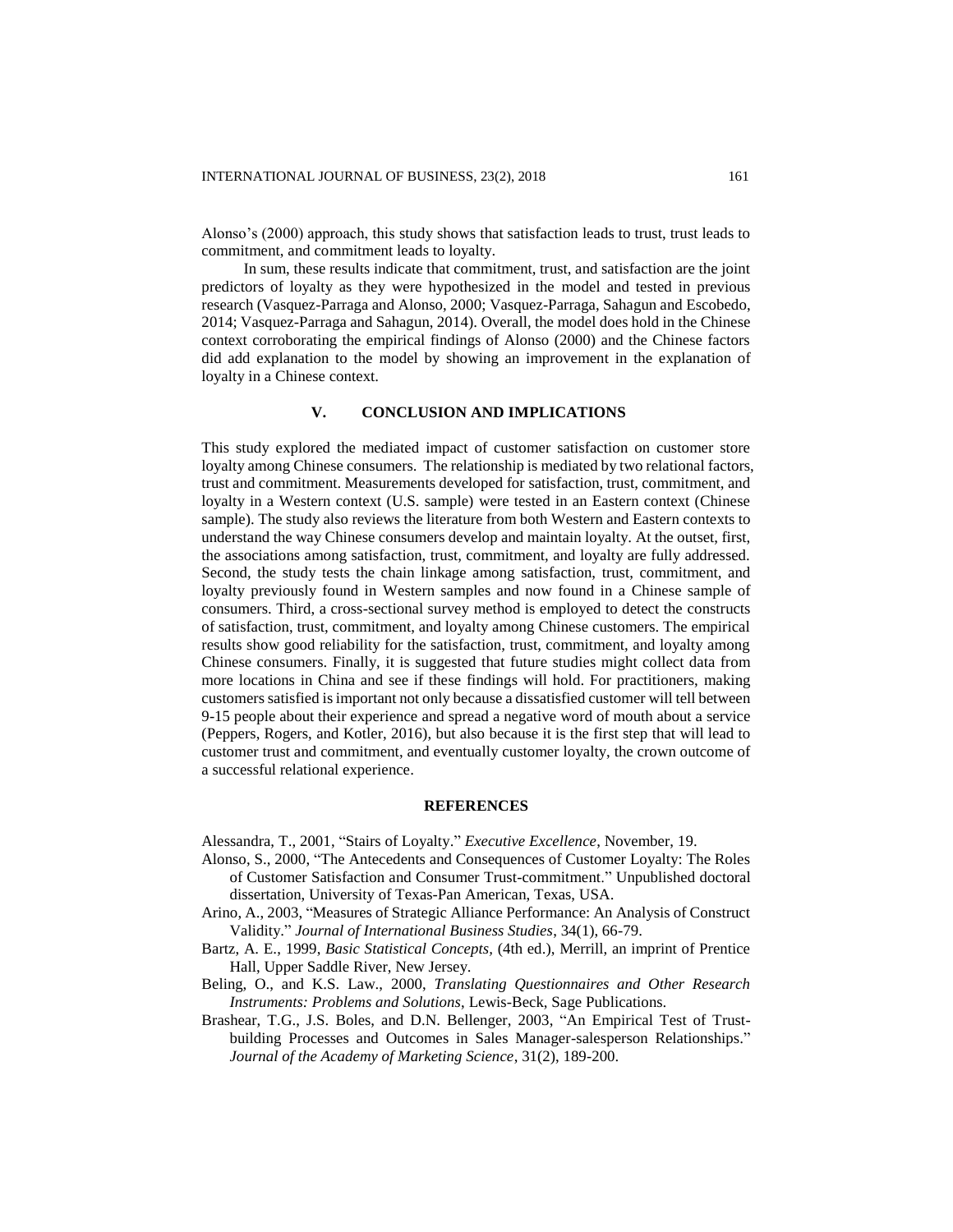Alonso's (2000) approach, this study shows that satisfaction leads to trust, trust leads to commitment, and commitment leads to loyalty.

In sum, these results indicate that commitment, trust, and satisfaction are the joint predictors of loyalty as they were hypothesized in the model and tested in previous research (Vasquez-Parraga and Alonso, 2000; Vasquez-Parraga, Sahagun and Escobedo, 2014; Vasquez-Parraga and Sahagun, 2014). Overall, the model does hold in the Chinese context corroborating the empirical findings of Alonso (2000) and the Chinese factors did add explanation to the model by showing an improvement in the explanation of loyalty in a Chinese context.

## V. CONCLUSION AND IMPLICATIONS

This study explored the mediated impact of customer satisfaction on customer store loyalty among Chinese consumers. The relationship is mediated by two relational factors, trust and commitment. Measurements developed for satisfaction, trust, commitment, and loyalty in a Western context (U.S. sample) were tested in an Eastern context (Chinese sample). The study also reviews the literature from both Western and Eastern contexts to understand the way Chinese consumers develop and maintain loyalty. At the outset, first, the associations among satisfaction, trust, commitment, and loyalty are fully addressed. Second, the study tests the chain linkage among satisfaction, trust, commitment, and loyalty previously found in Western samples and now found in a Chinese sample of consumers. Third, a cross-sectional survey method is employed to detect the constructs of satisfaction, trust, commitment, and loyalty among Chinese customers. The empirical results show good reliability for the satisfaction, trust, commitment, and loyalty among Chinese consumers. Finally, it is suggested that future studies might collect data from more locations in China and see if these findings will hold. For practitioners, making customers satisfied is important not only because a dissatisfied customer will tell between 9-15 people about their experience and spread a negative word of mouth about a service (Peppers, Rogers, and Kotler, 2016), but also because it is the first step that will lead to customer trust and commitment, and eventually customer loyalty, the crown outcome of a successful relational experience.

## REFERENCES

Alessandra, T., 2001, "Stairs of Loyalty." *Executive Excellence*, November, 19.

Alonso, S., 2000, "The Antecedents and Consequences of Customer Loyalty: The Roles of Customer Satisfaction and Consumer Trust-commitment." Unpublished doctoral dissertation, University of Texas-Pan American, Texas, USA.

Arino, A., 2003, "Measures of Strategic Alliance Performance: An Analysis of Construct Validity." *Journal of International Business Studies*, 34(1), 66-79.

Bartz, A. E., 1999, *Basic Statistical Concepts*, (4th ed.), Merrill, an imprint of Prentice Hall, Upper Saddle River, New Jersey.

Beling, O., and K.S. Law., 2000, *Translating Questionnaires and Other Research Instruments: Problems and Solutions*, Lewis-Beck, Sage Publications.

Brashear, T.G., J.S. Boles, and D.N. Bellenger, 2003, "An Empirical Test of Trust-building Processes and Outcomes in Sales Manager-salesperson Relationships." *Journal of the Academy of Marketing Science*, 31(2), 189-200.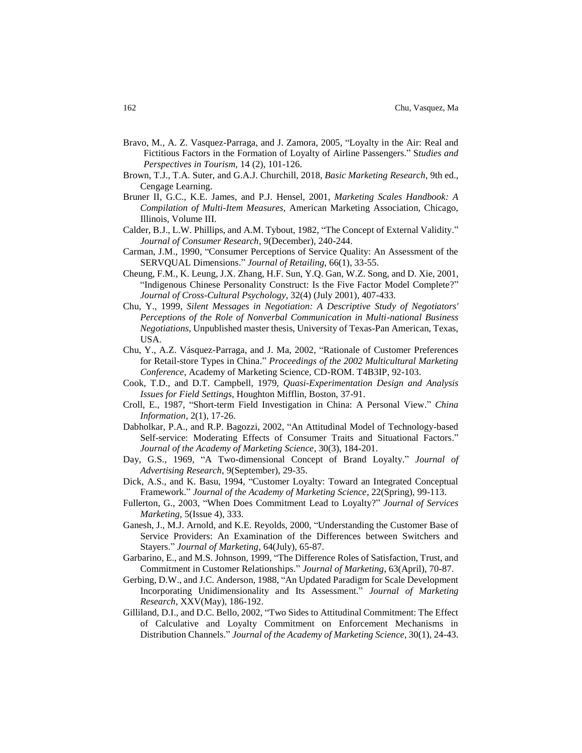Bravo, M., A. Z. Vasquez-Parraga, and J. Zamora, 2005, "Loyalty in the Air: Real and Fictitious Factors in the Formation of Loyalty of Airline Passengers." S*tudies and Perspectives in Tourism*, 14 (2), 101-126.

Brown, T.J., T.A. Suter, and G.A.J. Churchill, 2018, *Basic Marketing Research*, 9th ed., Cengage Learning.

Bruner II, G.C., K.E. James, and P.J. Hensel, 2001, *Marketing Scales Handbook: A Compilation of Multi-Item Measures*, American Marketing Association, Chicago, Illinois, Volume III.

Calder, B.J., L.W. Phillips, and A.M. Tybout, 1982, "The Concept of External Validity." *Journal of Consumer Research*, 9(December), 240-244.

Carman, J.M., 1990, "Consumer Perceptions of Service Quality: An Assessment of the SERVQUAL Dimensions." *Journal of Retailing*, 66(1), 33-55.

Cheung, F.M., K. Leung, J.X. Zhang, H.F. Sun, Y.Q. Gan, W.Z. Song, and D. Xie, 2001, "Indigenous Chinese Personality Construct: Is the Five Factor Model Complete?" *Journal of Cross-Cultural Psychology*, 32(4) (July 2001), 407-433.

Chu, Y., 1999, *Silent Messages in Negotiation: A Descriptive Study of Negotiators' Perceptions of the Role of Nonverbal Communication in Multi-national Business Negotiations*, Unpublished master thesis, University of Texas-Pan American, Texas, USA.

Chu, Y., A.Z. Vásquez-Parraga, and J. Ma, 2002, "Rationale of Customer Preferences for Retail-store Types in China." *Proceedings of the 2002 Multicultural Marketing Conference*, Academy of Marketing Science, CD-ROM. T4B3IP, 92-103.

Cook, T.D., and D.T. Campbell, 1979, *Quasi-Experimentation Design and Analysis Issues for Field Settings*, Houghton Mifflin, Boston, 37-91.

Croll, E., 1987, "Short-term Field Investigation in China: A Personal View." *China Information*, 2(1), 17-26.

Dabholkar, P.A., and R.P. Bagozzi, 2002, "An Attitudinal Model of Technology-based Self-service: Moderating Effects of Consumer Traits and Situational Factors." *Journal of the Academy of Marketing Science*, 30(3), 184-201.

Day, G.S., 1969, "A Two-dimensional Concept of Brand Loyalty." *Journal of Advertising Research*, 9(September), 29-35.

Dick, A.S., and K. Basu, 1994, "Customer Loyalty: Toward an Integrated Conceptual Framework." *Journal of the Academy of Marketing Science*, 22(Spring), 99-113.

Fullerton, G., 2003, "When Does Commitment Lead to Loyalty?" *Journal of Services Marketing*, 5(Issue 4), 333.

Ganesh, J., M.J. Arnold, and K.E. Reyolds, 2000, "Understanding the Customer Base of Service Providers: An Examination of the Differences between Switchers and Stayers." *Journal of Marketing*, 64(July), 65-87.

Garbarino, E., and M.S. Johnson, 1999, "The Difference Roles of Satisfaction, Trust, and Commitment in Customer Relationships." *Journal of Marketing*, 63(April), 70-87.

Gerbing, D.W., and J.C. Anderson, 1988, "An Updated Paradigm for Scale Development Incorporating Unidimensionality and Its Assessment." *Journal of Marketing Research*, XXV(May), 186-192.

Gilliland, D.I., and D.C. Bello, 2002, "Two Sides to Attitudinal Commitment: The Effect of Calculative and Loyalty Commitment on Enforcement Mechanisms in Distribution Channels." *Journal of the Academy of Marketing Science*, 30(1), 24-43.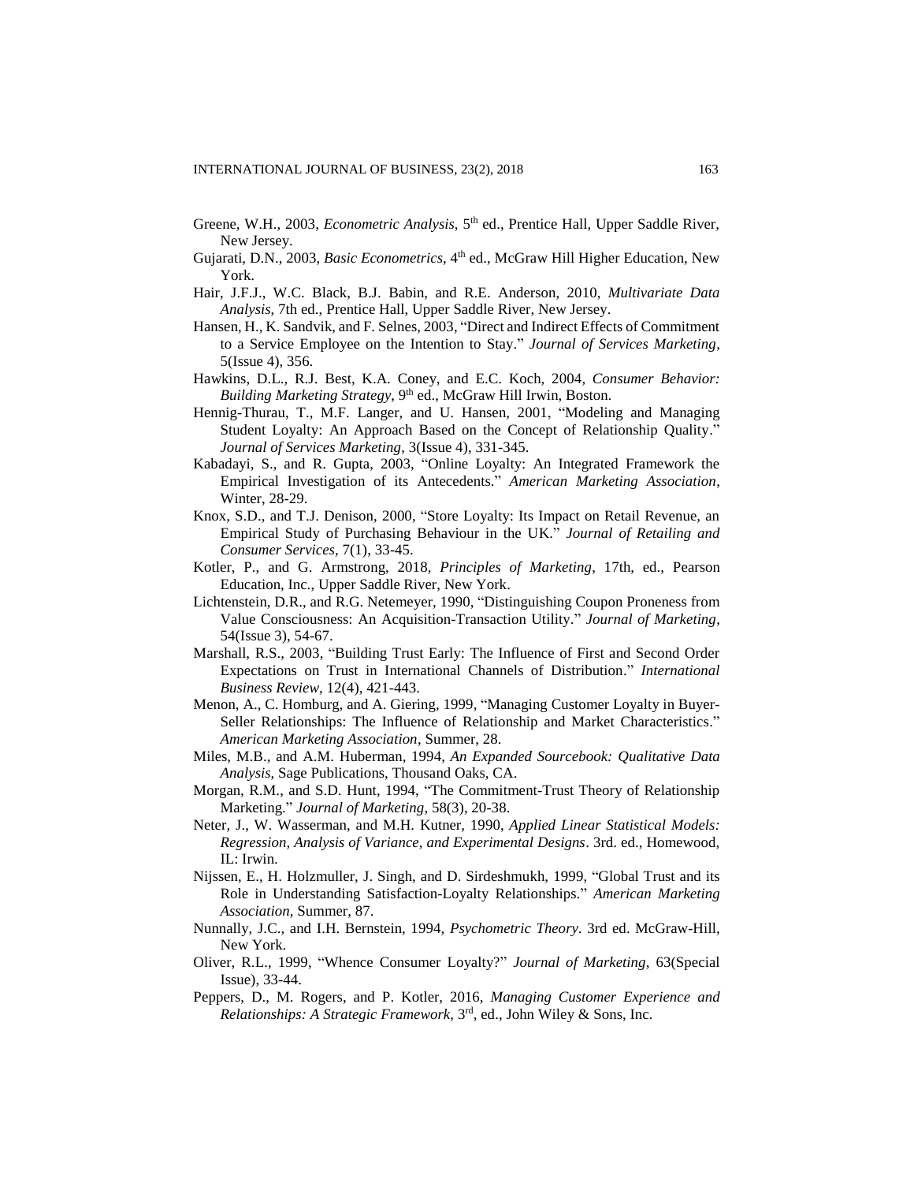Greene, W.H., 2003, *Econometric Analysis*, 5th ed., Prentice Hall, Upper Saddle River, New Jersey.

Gujarati, D.N., 2003, *Basic Econometrics*, 4th ed., McGraw Hill Higher Education, New York.

Hair, J.F.J., W.C. Black, B.J. Babin, and R.E. Anderson, 2010, *Multivariate Data Analysis*, 7th ed., Prentice Hall, Upper Saddle River, New Jersey.

Hansen, H., K. Sandvik, and F. Selnes, 2003, "Direct and Indirect Effects of Commitment to a Service Employee on the Intention to Stay." *Journal of Services Marketing*, 5(Issue 4), 356.

Hawkins, D.L., R.J. Best, K.A. Coney, and E.C. Koch, 2004, *Consumer Behavior: Building Marketing Strategy*, 9th ed., McGraw Hill Irwin, Boston.

Hennig-Thurau, T., M.F. Langer, and U. Hansen, 2001, "Modeling and Managing Student Loyalty: An Approach Based on the Concept of Relationship Quality." *Journal of Services Marketing*, 3(Issue 4), 331-345.

Kabadayi, S., and R. Gupta, 2003, "Online Loyalty: An Integrated Framework the Empirical Investigation of its Antecedents." *American Marketing Association*, Winter, 28-29.

Knox, S.D., and T.J. Denison, 2000, "Store Loyalty: Its Impact on Retail Revenue, an Empirical Study of Purchasing Behaviour in the UK." *Journal of Retailing and Consumer Services*, 7(1), 33-45.

Kotler, P., and G. Armstrong, 2018, *Principles of Marketing*, 17th, ed., Pearson Education, Inc., Upper Saddle River, New York.

Lichtenstein, D.R., and R.G. Netemeyer, 1990, "Distinguishing Coupon Proneness from Value Consciousness: An Acquisition-Transaction Utility." *Journal of Marketing*, 54(Issue 3), 54-67.

Marshall, R.S., 2003, "Building Trust Early: The Influence of First and Second Order Expectations on Trust in International Channels of Distribution." *International Business Review*, 12(4), 421-443.

Menon, A., C. Homburg, and A. Giering, 1999, "Managing Customer Loyalty in Buyer-Seller Relationships: The Influence of Relationship and Market Characteristics." *American Marketing Association*, Summer, 28.

Miles, M.B., and A.M. Huberman, 1994, *An Expanded Sourcebook: Qualitative Data Analysis*, Sage Publications, Thousand Oaks, CA.

Morgan, R.M., and S.D. Hunt, 1994, "The Commitment-Trust Theory of Relationship Marketing." *Journal of Marketing*, 58(3), 20-38.

Neter, J., W. Wasserman, and M.H. Kutner, 1990, *Applied Linear Statistical Models: Regression, Analysis of Variance, and Experimental Designs*. 3rd. ed., Homewood, IL: Irwin.

Nijssen, E., H. Holzmuller, J. Singh, and D. Sirdeshmukh, 1999, "Global Trust and its Role in Understanding Satisfaction-Loyalty Relationships." *American Marketing Association*, Summer, 87.

Nunnally, J.C., and I.H. Bernstein, 1994, *Psychometric Theory*. 3rd ed. McGraw-Hill, New York.

Oliver, R.L., 1999, "Whence Consumer Loyalty?" *Journal of Marketing*, 63(Special Issue), 33-44.

Peppers, D., M. Rogers, and P. Kotler, 2016, *Managing Customer Experience and Relationships: A Strategic Framework*, 3rd, ed., John Wiley & Sons, Inc.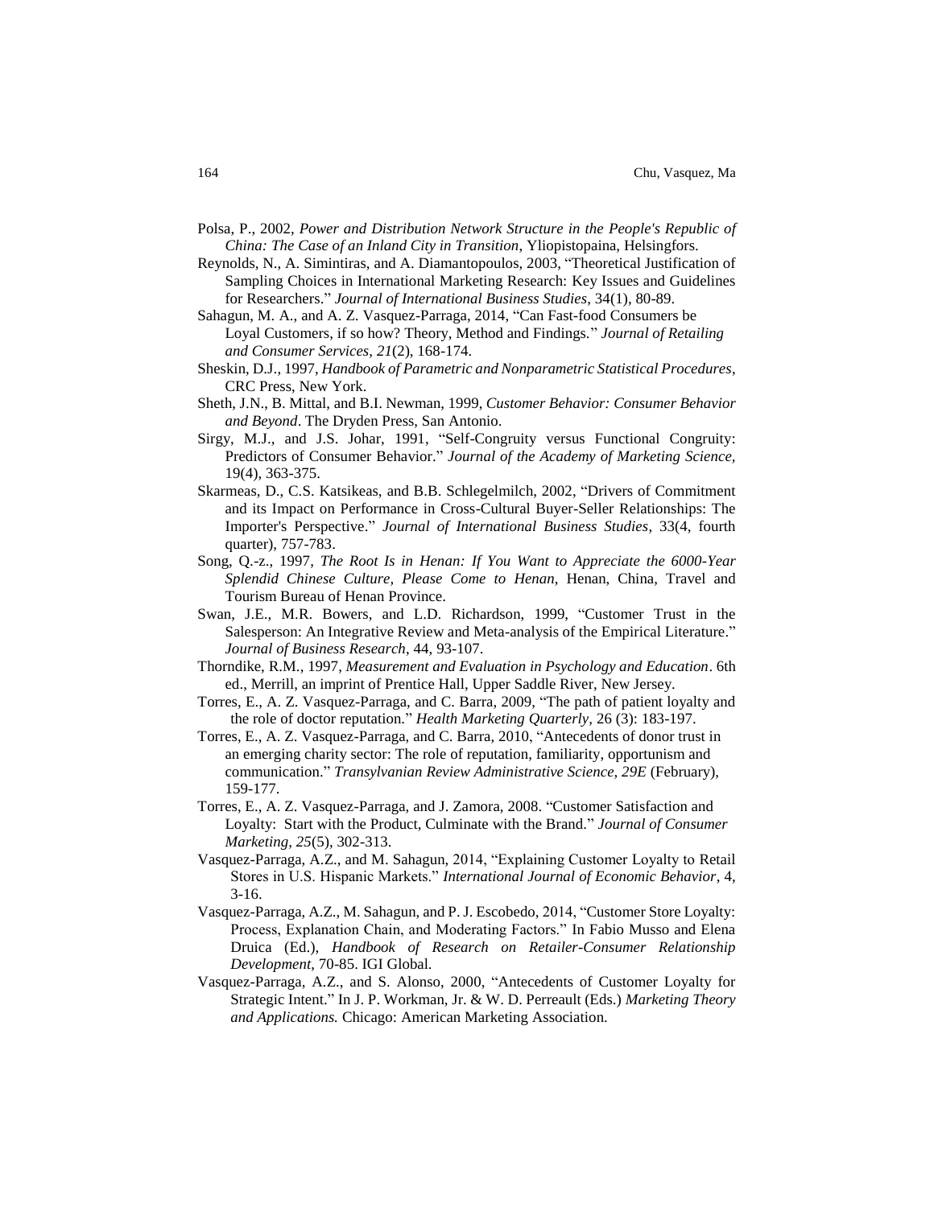Polsa, P., 2002, *Power and Distribution Network Structure in the People's Republic of China: The Case of an Inland City in Transition*, Yliopistopaina, Helsingfors.

Reynolds, N., A. Simintiras, and A. Diamantopoulos, 2003, "Theoretical Justification of Sampling Choices in International Marketing Research: Key Issues and Guidelines for Researchers." *Journal of International Business Studies*, 34(1), 80-89.

Sahagun, M. A., and A. Z. Vasquez-Parraga, 2014, "Can Fast-food Consumers be Loyal Customers, if so how? Theory, Method and Findings." *Journal of Retailing and Consumer Services, 21*(2), 168-174.

Sheskin, D.J., 1997, *Handbook of Parametric and Nonparametric Statistical Procedures*, CRC Press, New York.

Sheth, J.N., B. Mittal, and B.I. Newman, 1999, *Customer Behavior: Consumer Behavior and Beyond*. The Dryden Press, San Antonio.

Sirgy, M.J., and J.S. Johar, 1991, "Self-Congruity versus Functional Congruity: Predictors of Consumer Behavior." *Journal of the Academy of Marketing Science*, 19(4), 363-375.

Skarmeas, D., C.S. Katsikeas, and B.B. Schlegelmilch, 2002, "Drivers of Commitment and its Impact on Performance in Cross-Cultural Buyer-Seller Relationships: The Importer's Perspective." *Journal of International Business Studies*, 33(4, fourth quarter), 757-783.

Song, Q.-z., 1997, *The Root Is in Henan: If You Want to Appreciate the 6000-Year Splendid Chinese Culture, Please Come to Henan*, Henan, China, Travel and Tourism Bureau of Henan Province.

Swan, J.E., M.R. Bowers, and L.D. Richardson, 1999, "Customer Trust in the Salesperson: An Integrative Review and Meta-analysis of the Empirical Literature." *Journal of Business Research*, 44, 93-107.

Thorndike, R.M., 1997, *Measurement and Evaluation in Psychology and Education*. 6th ed., Merrill, an imprint of Prentice Hall, Upper Saddle River, New Jersey.

Torres, E., A. Z. Vasquez-Parraga, and C. Barra, 2009, "The path of patient loyalty and the role of doctor reputation." *Health Marketing Quarterly*, 26 (3): 183-197.

Torres, E., A. Z. Vasquez-Parraga, and C. Barra, 2010, "Antecedents of donor trust in an emerging charity sector: The role of reputation, familiarity, opportunism and communication." *Transylvanian Review Administrative Science, 29E* (February), 159-177.

Torres, E., A. Z. Vasquez-Parraga, and J. Zamora, 2008. "Customer Satisfaction and Loyalty: Start with the Product, Culminate with the Brand." *Journal of Consumer Marketing, 25*(5), 302-313.

Vasquez-Parraga, A.Z., and M. Sahagun, 2014, "Explaining Customer Loyalty to Retail Stores in U.S. Hispanic Markets." *International Journal of Economic Behavior*, 4, 3-16.

Vasquez-Parraga, A.Z., M. Sahagun, and P. J. Escobedo, 2014, "Customer Store Loyalty: Process, Explanation Chain, and Moderating Factors." In Fabio Musso and Elena Druica (Ed.), *Handbook of Research on Retailer-Consumer Relationship Development*, 70-85. IGI Global.

Vasquez-Parraga, A.Z., and S. Alonso, 2000, "Antecedents of Customer Loyalty for Strategic Intent." In J. P. Workman, Jr. & W. D. Perreault (Eds.) *Marketing Theory and Applications.* Chicago: American Marketing Association.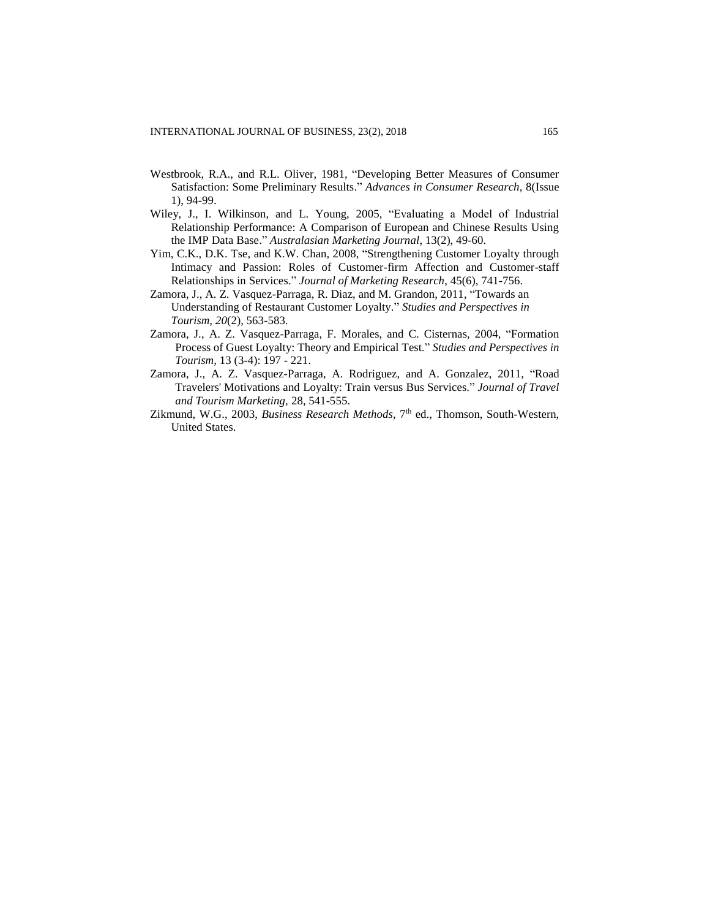Westbrook, R.A., and R.L. Oliver, 1981, "Developing Better Measures of Consumer Satisfaction: Some Preliminary Results." *Advances in Consumer Research*, 8(Issue 1), 94-99.

Wiley, J., I. Wilkinson, and L. Young, 2005, "Evaluating a Model of Industrial Relationship Performance: A Comparison of European and Chinese Results Using the IMP Data Base." *Australasian Marketing Journal*, 13(2), 49-60.

Yim, C.K., D.K. Tse, and K.W. Chan, 2008, "Strengthening Customer Loyalty through Intimacy and Passion: Roles of Customer-firm Affection and Customer-staff Relationships in Services." *Journal of Marketing Research*, 45(6), 741-756.

Zamora, J., A. Z. Vasquez-Parraga, R. Diaz, and M. Grandon, 2011, "Towards an Understanding of Restaurant Customer Loyalty." *Studies and Perspectives in Tourism*, *20*(2), 563-583.

Zamora, J., A. Z. Vasquez-Parraga, F. Morales, and C. Cisternas, 2004, "Formation Process of Guest Loyalty: Theory and Empirical Test." *Studies and Perspectives in Tourism*, 13 (3-4): 197 - 221.

Zamora, J., A. Z. Vasquez-Parraga, A. Rodriguez, and A. Gonzalez, 2011, "Road Travelers' Motivations and Loyalty: Train versus Bus Services." *Journal of Travel and Tourism Marketing*, 28, 541-555.

Zikmund, W.G., 2003, *Business Research Methods*, 7th ed., Thomson, South-Western, United States.